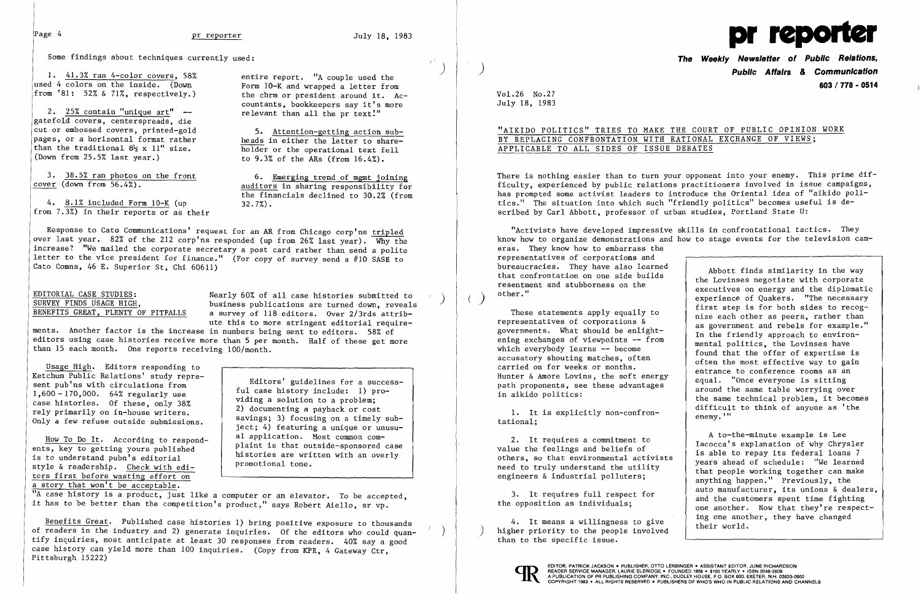Some findings about techniques currently used:

1. 41.3% ran 4-color covers, 58% used 4 colors on the inside. (Down from '81: 52% & 71%, respectively.)

2. 25% contain "unique art" -- gatefold covers, centerspreads, die cut or embossed covers, printed-gold pages, or a horizontal format rather than the traditional 8½ x 11" size. (Down from 25.5% last year.)

3. 38.5% ran photos on the front cover (down from 56.4%).

4. 8.1% included Form 10-K (up from 7.3%) in their reports or as their entire report. "A couple used the Form 10-K and wrapped a letter from the chrm or president around it. Accountants, bookkeepers say it's more relevant than all the pr text!"

5. Attention-getting action subheads in either the letter to shareholder or the operational text fell to 9.3% of the ARs (from 16.4%).

6. Emerging trend of mgmt joining auditors in sharing responsibility for the financials declined to 30.2% (from 32.7%).

Response to Cato Communications' request for an AR from Chicago corp'ns tripled over last year. 82% of the 212 corp'ns responded (up from 26% last year). Why the increase? "We mailed the corporate secretary a post card rather than send a polite letter to the vice president for finance." (For copy of survey send a #10 SASE to Cato Comns, 46 E. Superior St, Chi 60611)

## EDITORIAL CASE STUDIES: SURVEY FINDS USAGE HIGH, BENEFITS GREAT, PLENTY OF PITFALLS

Nearly 60% of all case histories submitted to business publications are turned down, reveals a survey of 118 editors. Over 2/3rds attribute this to more stringent editorial requirements. Another factor is the increase in numbers being sent to editors. 58% of editors using case histories receive more than 5 per month. Half of these get more than 15 each month. One reports receiving 100/month.

Usage High. Editors responding to Ketchum Public Relations' study represent pub'ns with circulations from 1,600 - 170,000. 64% regularly use case histories. Of these, only 38% rely primarily on in-house writers. Only a few refuse outside submissions.

> Editors' guidelines for a successful case history include: 1) providing a solution to a problem; 2) documenting a payback or cost savings; 3) focusing on a timely subject; 4) featuring a unique or unusual application. Most common complaint is that outside-sponsored case histories are written with an overly promotional tone.

How To Do It. According to respondents, key to getting yours published is to understand pubn's editorial style & readership. Check with editors first before wasting effort on a story that won't be acceptable. "A case history is a product, just like a computer or an elevator. To be accepted, it has to be better than the competition's product," says Robert Aiello, sr vp.

Benefits Great. Published case histories 1) bring positive exposure to thousands of readers in the industry and 2) generate inquiries. Of the editors who could quantify inquiries, most anticipate at least 30 responses from readers. 40% say a good case history can yield more than 100 inquiries. (Copy from KPR, 4 Gateway Ctr, Pittsburgh 15222)

# pr reporter

**The Weekly Newsletter of Public Relations, Public Affairs & Communication**

**603 / 778 - 0514**

Vol.26 No.27
July 18, 1983

## "AIKIDO POLITICS" TRIES TO MAKE THE COURT OF PUBLIC OPINION WORK BY REPLACING CONFRONTATION WITH RATIONAL EXCHANGE OF VIEWS; APPLICABLE TO ALL SIDES OF ISSUE DEBATES

There is nothing easier than to turn your opponent into your enemy. This prime difficulty, experienced by public relations practitioners involved in issue campaigns, has prompted some activist leaders to introduce the Oriental idea of "aikido politics." The situation into which such "friendly politics" becomes useful is described by Carl Abbott, professor of urban studies, Portland State U:

"Activists have developed impressive skills in confrontational tactics. They know how to organize demonstrations and how to stage events for the television cameras. They know how to embarrass the representatives of corporations and bureaucracies. They have also learned that confrontation on one side builds resentment and stubborness on the other."

These statements apply equally to representatives of corporations & governments. What should be enlightening exchanges of viewpoints -- from which everybody learns -- become accusatory shouting matches, often carried on for weeks or months. Hunter & Amore Lovins, the soft energy path proponents, see these advantages in aikido politics:

1. It is explicitly non-confrontational;

2. It requires a commitment to value the feelings and beliefs of others, so that environmental activists need to truly understand the utility engineers & industrial polluters;

3. It requires full respect for the opposition as individuals;

4. It means a willingness to give higher priority to the people involved than to the specific issue.

> Abbott finds similarity in the way the Lovinses negotiate with corporate executives on energy and the diplomatic experience of Quakers. "The necessary first step is for both sides to recognize each other as peers, rather than as government and rebels for example." In the friendly approach to environmental politics, the Lovinses have found that the offer of expertise is often the most effective way to gain entrance to conference rooms as an equal. "Once everyone is sitting around the same table worrying over the same technical problem, it becomes difficult to think of anyone as 'the enemy.'"
>
> A to-the-minute example is Lee Iacocca's explanation of why Chrysler is able to repay its federal loans 7 years ahead of schedule: "We learned that people working together can make anything happen." Previously, the auto manufacturer, its unions & dealers, and the customers spent time fighting one another. Now that they're respecting one another, they have changed their world.

EDITOR, PATRICK JACKSON • PUBLISHER, OTTO LERBINGER • ASSISTANT EDITOR, JUNE RICHARDSON
READER SERVICE MANAGER, LAURIE ELDRIDGE • FOUNDED 1958 • $100 YEARLY • ISSN 0048-2609
A PUBLICATION OF PR PUBLISHING COMPANY, INC., DUDLEY HOUSE, P.O. BOX 600, EXETER, N.H. 03833-0600
COPYRIGHT 1983 • ALL RIGHTS RESERVED • PUBLISHERS OF WHO'S WHO IN PUBLIC RELATIONS AND CHANNELS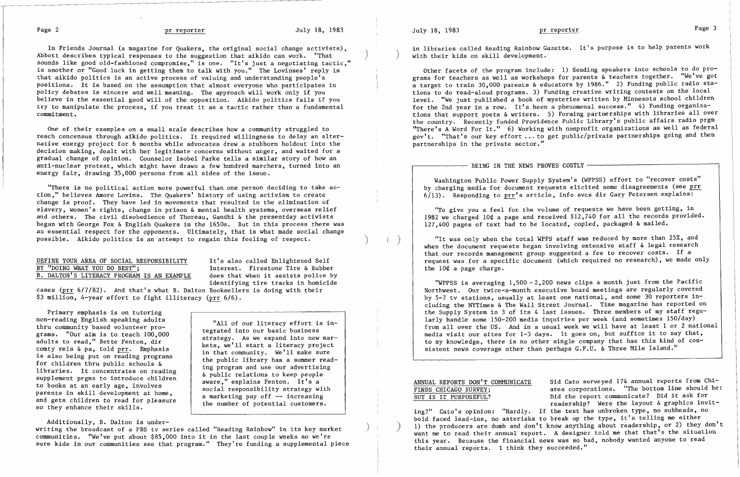In Friends Journal (a magazine for Quakers, the original social change activists), Abbott describes typical responses to the suggestion that aikido can work. "That sounds like good old-fashioned compromise," is one. "It's just a negotiating tactic," is another or "Good luck in getting them to talk with you." The Lovinses' reply is that aikido politics is an active process of valuing and understanding people's positions. It is based on the assumption that almost everyone who participates in policy debates is sincere and well meaning. The approach will work only if you believe in the essential good will of the opposition. Aikido politics fails if you try to manipulate the process, if you treat it as a tactic rather than a fundamental commitment.

One of their examples on a small scale describes how a community struggled to reach concensus through aikido politics. It required willingness to delay an alternative energy project for 6 months while advocates drew a stubborn holdout into the decision making, dealt with her legitimate concerns without anger, and waited for a gradual change of opinion. Counselor Isobel Parke tells a similar story of how an anti-nuclear protest, which might have drawn a few hundred marchers, turned into an energy fair, drawing 35,000 persons from all sides of the issue.

"There is no political action more powerful than one person deciding to take action," believes Amore Lovins. The Quakers' history of using activism to create change is proof. They have led in movements that resulted in the elimination of slavery, women's rights, change in prison & mental health systems, overseas relief and others. The civil disobedience of Thoreau, Gandhi & the presentday activists began with George Fox & English Quakers in the 1650s. But in this process there was an essential respect for the opponents. Ultimately, that is what made social change possible. Aikido politics is an attempt to regain this feeling of respect.

**DEFINE YOUR AREA OF SOCIAL RESPONSIBILITY BY "DOING WHAT YOU DO BEST"; B. DALTON'S LITERACY PROGRAM IS AN EXAMPLE**

It's also called Enlightened Self Interest. Firestone Tire & Rubber does that when it assists police by identifying tire tracks in homicide cases (prr 6/7/82). And that's what B. Dalton Booksellers is doing with their $3 million, 4-year effort to fight illiteracy (prr 6/6).

Primary emphasis is on tutoring non-reading English speaking adults thru community based volunteer programs. "Our aim is to teach 100,000 adults to read," Bette Fenton, dir comty rels & pa, told prr. Emphasis is also being put on reading programs for children thru public schools & libraries. It concentrates on reading supplement prgms to introduce children to books at an early age, involves parents in skill development at home, and gets children to read for pleasure so they enhance their skills.

> "All of our literacy effort is integrated into our basic business strategy. As we expand into new markets, we'll start a literacy project in that community. We'll make sure the public library has a summer reading program and use our advertising & public relations to keep people aware," explains Fenton. It's a social responsibility strategy with a marketing pay off -- increasing the number of potential customers.

Additionally, B. Dalton is underwriting the broadcast of a PBS tv series called "Reading Rainbow" in its key market communities. "We've put about $85,000 into it in the last couple weeks so we're sure kids in our communities see that program." They're funding a supplemental piece in libraries called Reading Rainbow Gazette. It's purpose is to help parents work with their kids on skill development.

Other facets of the program include: 1) Sending speakers into schools to do programs for teachers as well as workshops for parents & teachers together. "We've got a target to train 30,000 parents & educators by 1986." 2) Funding public radio stations to do read-aloud programs. 3) Funding creative writing contests on the local level. "We just published a book of mysteries written by Minnesota school children for the 2nd year in a row. It's been a phenomenal success." 4) Funding organizations that support poets & writers. 5) Forming partnerships with libraries all over the country. Recently funded Providence Public Library's public affairs radio prgm "There's A Word For It." 6) Working with nonprofit organizations as well as federal gov't. "That's our key effort ... to get public/private partnerships going and then partnerships in the private sector."

**BEING IN THE NEWS PROVES COSTLY**

Washington Public Power Supply System's (WPPSS) effort to "recover costs" by charging media for document requests elicited some disagreements (see prr 6/13). Responding to prr's article, info svcs dir Gary Petersen explains:

"To give you a feel for the volume of requests we have been getting, in 1982 we charged 10¢ a page and received $12,740 for all the records provided. 127,400 pages of text had to be located, copied, packaged & mailed.

"It was only when the total WPPS staff was reduced by more than 25%, and when the document requests began involving extensive staff & legal research that our records management group suggested a fee to recover costs. If a request was for a specific document (which required no research), we made only the 10¢ a page charge.

"WPPSS is averaging 1,500 - 2,200 news clips a month just from the Pacific Northwest. Our twice-a-month executive board meetings are regularly covered by 5-7 tv stations, usually at least one national, and some 30 reporters including the NYTimes & The Wall Street Journal. Time magazine has reported on the Supply System in 3 of its 4 last issues. Three members of my staff regularly handle some 150-200 media inquiries per week (and sometimes 150/day) from all over the US. And in a usual week we will have at least 1 or 2 national media visit our sites for 1-3 days. It goes on, but suffice it to say that, to my knowledge, there is no other single company that has this kind of consistent news coverage other than perhaps G.P.U. & Three Mile Island."

**ANNUAL REPORTS DON'T COMMUNICATE FINDS CHICAGO SURVEY; BUT IS IT PURPOSEFUL?**

Sid Cato surveyed 174 annual reports from Chicago area corporations. "The bottom line should be: Did the report communicate? Did it ask for readership? Were the layout & graphics inviting?" Cato's opinion: "Hardly. If the text has unbroken type, no subheads, no bold faced lead-ins, no asterisks to break up the type, it's telling me either 1) the producers are dumb and don't know anything about readership, or 2) they don't want me to read their annual report. A designer told me that that's the situation this year. Because the financial news was so bad, nobody wanted anyone to read their annual reports. I think they succeeded."